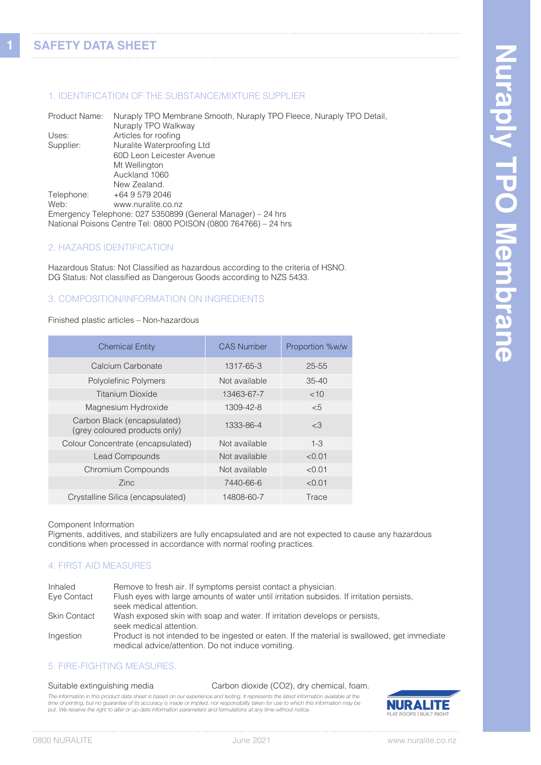# SAFETY DATA SHEET

## 1. IDENTIFICATION OF THE SUBSTANCE/MIXTURE SUPPLIER

Product Name: Nuraply TPO Membrane Smooth, Nuraply TPO Fleece, Nuraply TPO Detail, Nuraply TPO Walkway
Uses: Articles for roofing
Supplier: Nuralite Waterproofing Ltd
60D Leon Leicester Avenue
Mt Wellington
Auckland 1060
New Zealand.
Telephone: +64 9 579 2046
Web: www.nuralite.co.nz
Emergency Telephone: 027 5350899 (General Manager) – 24 hrs
National Poisons Centre Tel: 0800 POISON (0800 764766) – 24 hrs

## 2. HAZARDS IDENTIFICATION

Hazardous Status: Not Classified as hazardous according to the criteria of HSNO.
DG Status: Not classified as Dangerous Goods according to NZS 5433.

## 3. COMPOSITION/INFORMATION ON INGREDIENTS

Finished plastic articles – Non-hazardous

| Chemical Entity | CAS Number | Proportion %w/w |
|---|---|---|
| Calcium Carbonate | 1317-65-3 | 25-55 |
| Polyolefinic Polymers | Not available | 35-40 |
| Titanium Dioxide | 13463-67-7 | <10 |
| Magnesium Hydroxide | 1309-42-8 | <5 |
| Carbon Black (encapsulated) (grey coloured products only) | 1333-86-4 | <3 |
| Colour Concentrate (encapsulated) | Not available | 1-3 |
| Lead Compounds | Not available | <0.01 |
| Chromium Compounds | Not available | <0.01 |
| Zinc | 7440-66-6 | <0.01 |
| Crystalline Silica (encapsulated) | 14808-60-7 | Trace |

Component Information
Pigments, additives, and stabilizers are fully encapsulated and are not expected to cause any hazardous conditions when processed in accordance with normal roofing practices.

## 4. FIRST AID MEASURES

Inhaled: Remove to fresh air. If symptoms persist contact a physician.
Eye Contact: Flush eyes with large amounts of water until irritation subsides. If irritation persists, seek medical attention.
Skin Contact: Wash exposed skin with soap and water. If irritation develops or persists, seek medical attention.
Ingestion: Product is not intended to be ingested or eaten. If the material is swallowed, get immediate medical advice/attention. Do not induce vomiting.

## 5. FIRE-FIGHTING MEASURES

Suitable extinguishing media: Carbon dioxide ($CO_2$), dry chemical, foam.

*The information in this product data sheet is based on our experience and testing. It represents the latest information available at the time of printing, but no guarantee of its accuracy is made or implied, nor responsibility taken for use to which this information may be put. We reserve the right to alter or up-date information parameters and formulations at any time without notice.*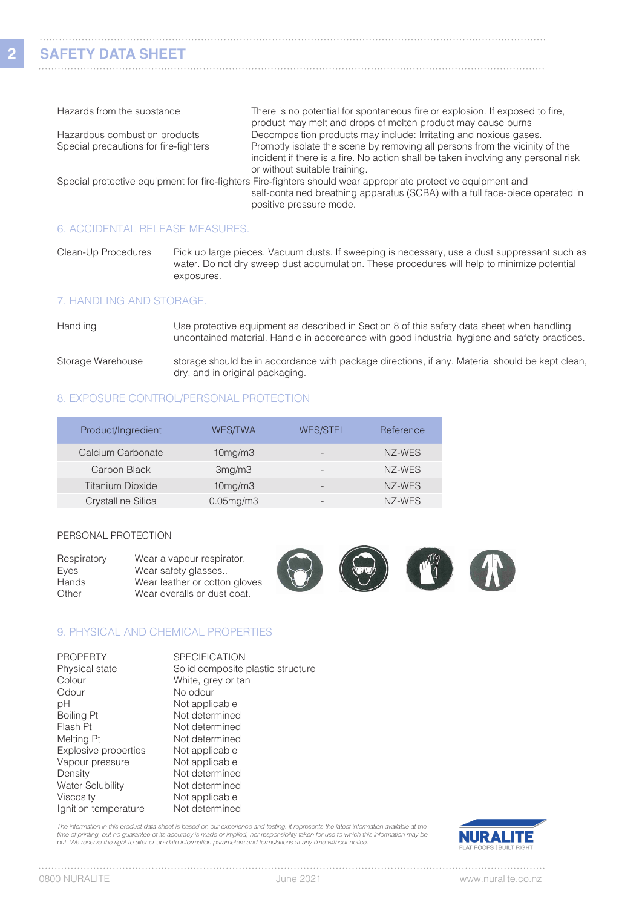| | |
|---|---|
| Hazards from the substance | There is no potential for spontaneous fire or explosion. If exposed to fire, product may melt and drops of molten product may cause burns |
| Hazardous combustion products | Decomposition products may include: Irritating and noxious gases. |
| Special precautions for fire-fighters | Promptly isolate the scene by removing all persons from the vicinity of the incident if there is a fire. No action shall be taken involving any personal risk or without suitable training. |
| Special protective equipment for fire-fighters | Fire-fighters should wear appropriate protective equipment and self-contained breathing apparatus (SCBA) with a full face-piece operated in positive pressure mode. |

## 6. ACCIDENTAL RELEASE MEASURES.

| | |
|---|---|
| Clean-Up Procedures | Pick up large pieces. Vacuum dusts. If sweeping is necessary, use a dust suppressant such as water. Do not dry sweep dust accumulation. These procedures will help to minimize potential exposures. |

## 7. HANDLING AND STORAGE.

| | |
|---|---|
| Handling | Use protective equipment as described in Section 8 of this safety data sheet when handling uncontained material. Handle in accordance with good industrial hygiene and safety practices. |
| Storage Warehouse | storage should be in accordance with package directions, if any. Material should be kept clean, dry, and in original packaging. |

## 8. EXPOSURE CONTROL/PERSONAL PROTECTION

| Product/Ingredient | WES/TWA | WES/STEL | Reference |
|---|---|---|---|
| Calcium Carbonate | 10mg/m3 | - | NZ-WES |
| Carbon Black | 3mg/m3 | - | NZ-WES |
| Titanium Dioxide | 10mg/m3 | - | NZ-WES |
| Crystalline Silica | 0.05mg/m3 | - | NZ-WES |

### PERSONAL PROTECTION

| | |
|---|---|
| Respiratory | Wear a vapour respirator. |
| Eyes | Wear safety glasses.. |
| Hands | Wear leather or cotton gloves |
| Other | Wear overalls or dust coat. |

## 9. PHYSICAL AND CHEMICAL PROPERTIES

| PROPERTY | SPECIFICATION |
|---|---|
| Physical state | Solid composite plastic structure |
| Colour | White, grey or tan |
| Odour | No odour |
| pH | Not applicable |
| Boiling Pt | Not determined |
| Flash Pt | Not determined |
| Melting Pt | Not determined |
| Explosive properties | Not applicable |
| Vapour pressure | Not applicable |
| Density | Not determined |
| Water Solubility | Not determined |
| Viscosity | Not applicable |
| Ignition temperature | Not determined |

*The information in this product data sheet is based on our experience and testing. It represents the latest information available at the time of printing, but no guarantee of its accuracy is made or implied, nor responsibility taken for use to which this information may be put. We reserve the right to alter or up-date information parameters and formulations at any time without notice.*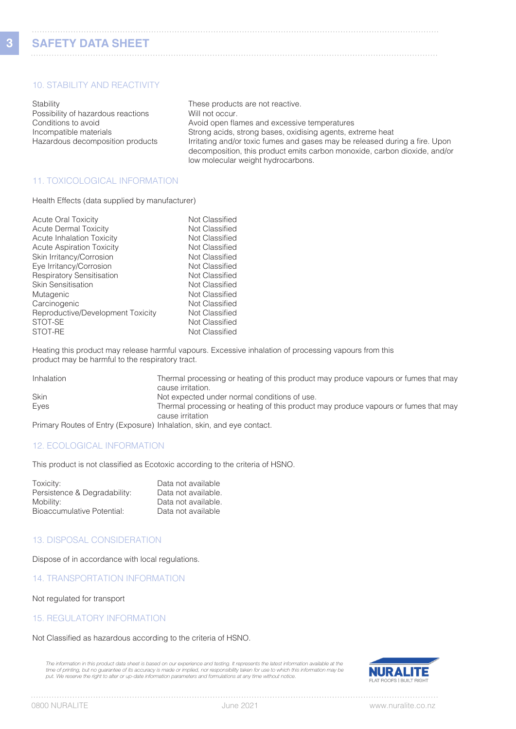# SAFETY DATA SHEET

## 10. STABILITY AND REACTIVITY

| | |
|---|---|
| Stability | These products are not reactive. |
| Possibility of hazardous reactions | Will not occur. |
| Conditions to avoid | Avoid open flames and excessive temperatures |
| Incompatible materials | Strong acids, strong bases, oxidising agents, extreme heat |
| Hazardous decomposition products | Irritating and/or toxic fumes and gases may be released during a fire. Upon decomposition, this product emits carbon monoxide, carbon dioxide, and/or low molecular weight hydrocarbons. |

## 11. TOXICOLOGICAL INFORMATION

Health Effects (data supplied by manufacturer)

| | |
|---|---|
| Acute Oral Toxicity | Not Classified |
| Acute Dermal Toxicity | Not Classified |
| Acute Inhalation Toxicity | Not Classified |
| Acute Aspiration Toxicity | Not Classified |
| Skin Irritancy/Corrosion | Not Classified |
| Eye Irritancy/Corrosion | Not Classified |
| Respiratory Sensitisation | Not Classified |
| Skin Sensitisation | Not Classified |
| Mutagenic | Not Classified |
| Carcinogenic | Not Classified |
| Reproductive/Development Toxicity | Not Classified |
| STOT-SE | Not Classified |
| STOT-RE | Not Classified |

Heating this product may release harmful vapours. Excessive inhalation of processing vapours from this product may be harmful to the respiratory tract.

| | |
|---|---|
| Inhalation | Thermal processing or heating of this product may produce vapours or fumes that may cause irritation. |
| Skin | Not expected under normal conditions of use. |
| Eyes | Thermal processing or heating of this product may produce vapours or fumes that may cause irritation |

Primary Routes of Entry (Exposure) Inhalation, skin, and eye contact.

## 12. ECOLOGICAL INFORMATION

This product is not classified as Ecotoxic according to the criteria of HSNO.

| | |
|---|---|
| Toxicity: | Data not available |
| Persistence & Degradability: | Data not available. |
| Mobility: | Data not available. |
| Bioaccumulative Potential: | Data not available |

## 13. DISPOSAL CONSIDERATION

Dispose of in accordance with local regulations.

## 14. TRANSPORTATION INFORMATION

Not regulated for transport

## 15. REGULATORY INFORMATION

Not Classified as hazardous according to the criteria of HSNO.

*The information in this product data sheet is based on our experience and testing. It represents the latest information available at the time of printing, but no guarantee of its accuracy is made or implied, nor responsibility taken for use to which this information may be put. We reserve the right to alter or up-date information parameters and formulations at any time without notice.*

NURALITE
FLAT ROOFS | BUILT RIGHT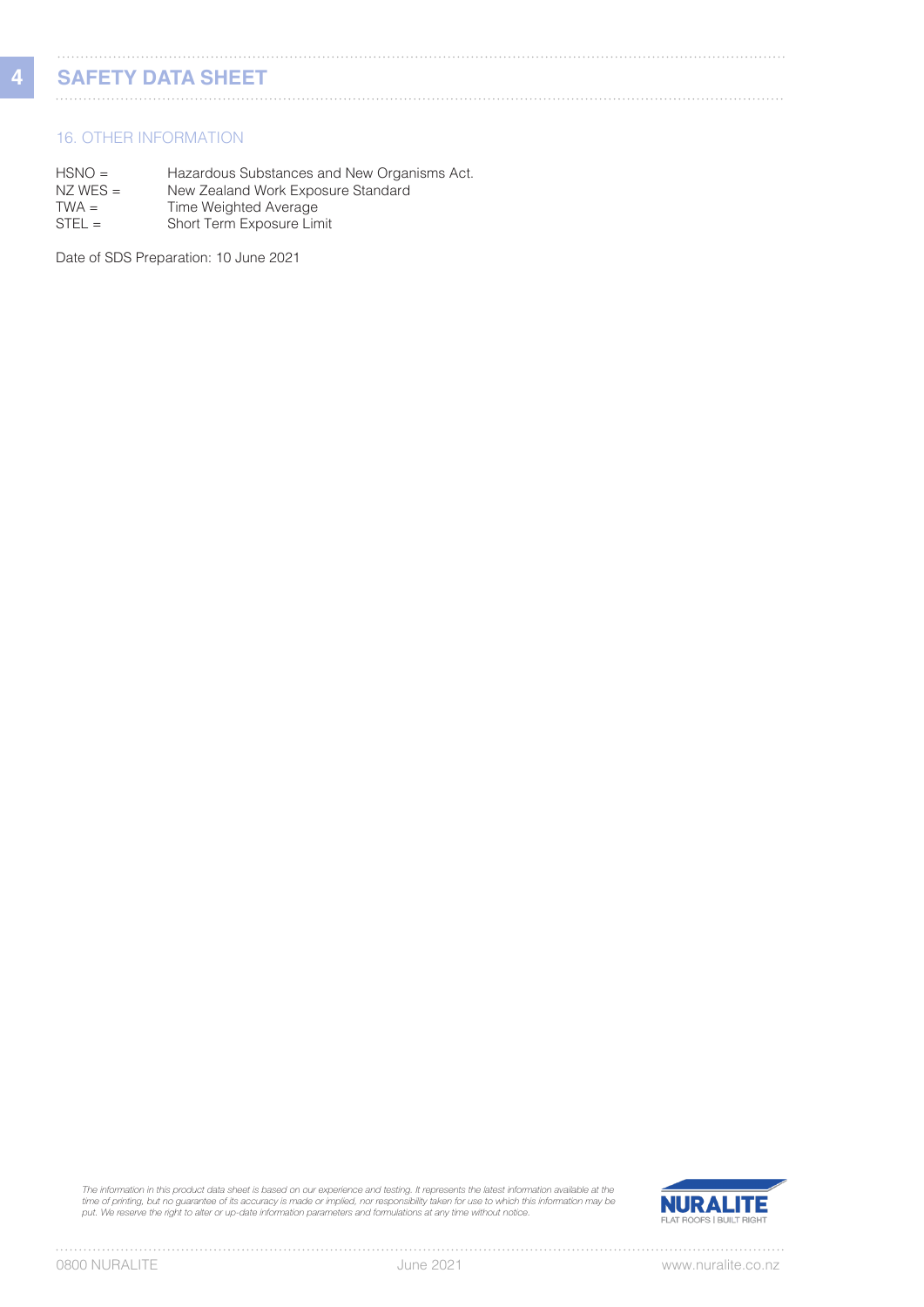## 16. OTHER INFORMATION

| | |
|---|---|
| HSNO = | Hazardous Substances and New Organisms Act. |
| NZ WES = | New Zealand Work Exposure Standard |
| TWA = | Time Weighted Average |
| STEL = | Short Term Exposure Limit |

Date of SDS Preparation: 10 June 2021

*The information in this product data sheet is based on our experience and testing. It represents the latest information available at the time of printing, but no guarantee of its accuracy is made or implied, nor responsibility taken for use to which this information may be put. We reserve the right to alter or up-date information parameters and formulations at any time without notice.*